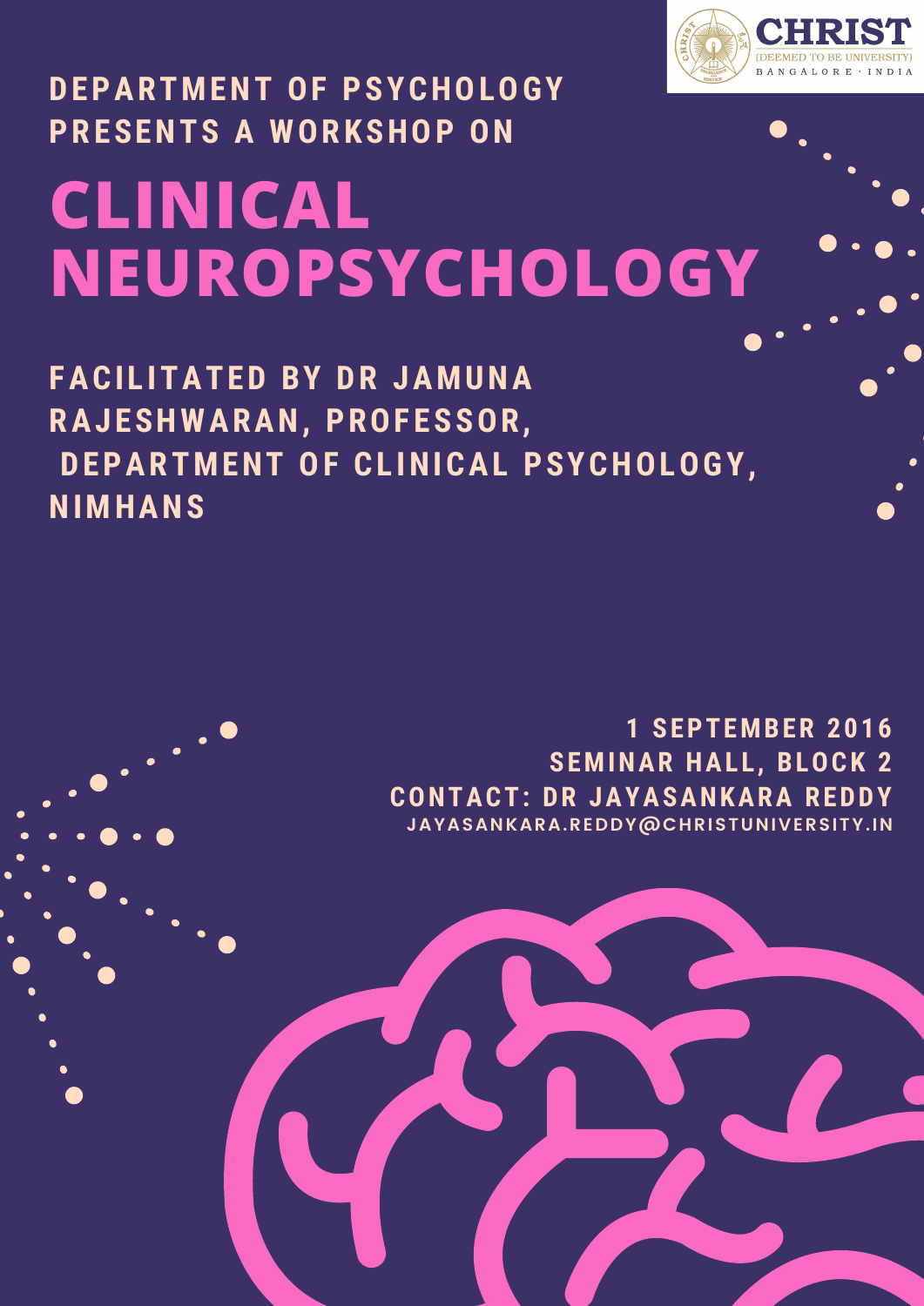CHRIST (DEEMED TO BE UNIVERSITY) BANGALORE · INDIA

**DEPARTMENT OF PSYCHOLOGY PRESENTS A WORKSHOP ON**

# CLINICAL NEUROPSYCHOLOGY

**FACILITATED BY DR JAMUNA RAJESHWARAN, PROFESSOR, DEPARTMENT OF CLINICAL PSYCHOLOGY, NIMHANS**

**1 SEPTEMBER 2016**
**SEMINAR HALL, BLOCK 2**
**CONTACT: DR JAYASANKARA REDDY**
JAYASANKARA.REDDY@CHRISTUNIVERSITY.IN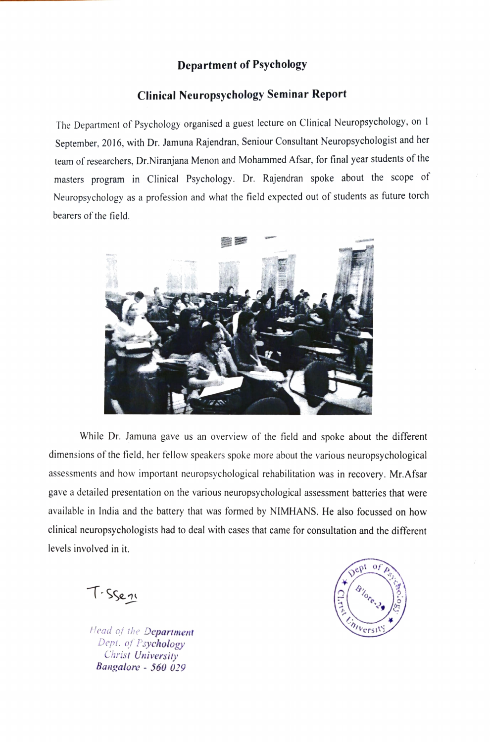## Department of Psychology

## Clinical Neuropsychology Seminar Report

The Department of Psychology organised a guest lecture on Clinical Neuropsychology, on 1 September, 2016, with Dr. Jamuna Rajendran, Seniour Consultant Neuropsychologist and her team of researchers, Dr.Niranjana Menon and Mohammed Afsar, for final year students of the masters program in Clinical Psychology. Dr. Rajendran spoke about the scope of Neuropsychology as a profession and what the field expected out of students as future torch bearers of the field.

While Dr. Jamuna gave us an overview of the field and spoke about the different dimensions of the field, her fellow speakers spoke more about the various neuropsychological assessments and how important neuropsychological rehabilitation was in recovery. Mr.Afsar gave a detailed presentation on the various neuropsychological assessment batteries that were available in India and the battery that was formed by NIMHANS. He also focussed on how clinical neuropsychologists had to deal with cases that came for consultation and the different levels involved in it.

T. Ssen

*Head of the Department*
*Dept. of Psychology*
*Christ University*
*Bangalore - 560 029*

Dept of Psychology, B'lore-29, Christ University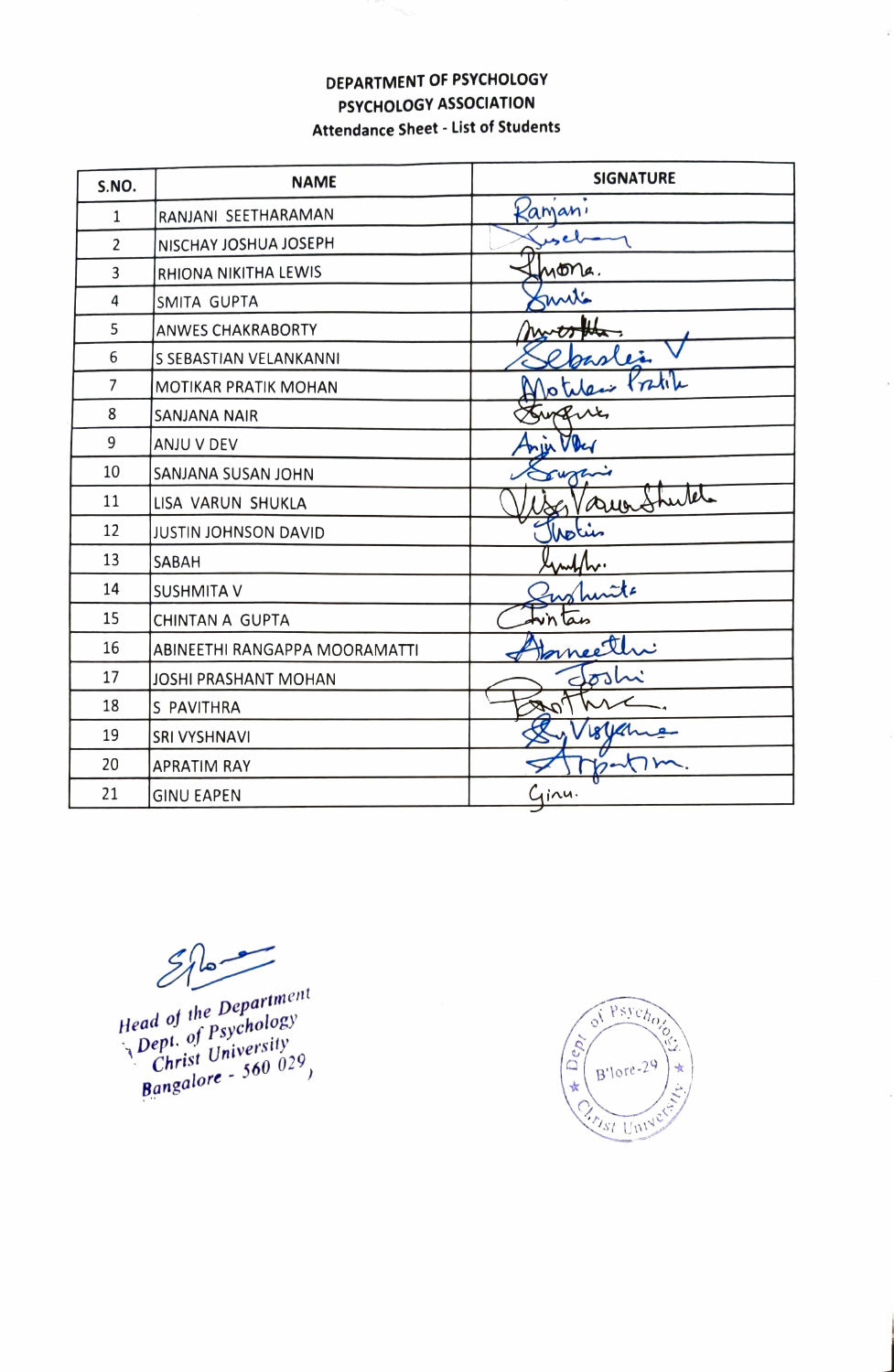**DEPARTMENT OF PSYCHOLOGY**
**PSYCHOLOGY ASSOCIATION**
**Attendance Sheet - List of Students**

| S.NO. | NAME | SIGNATURE |
|---|---|---|
| 1 | RANJANI SEETHARAMAN | Ranjani |
| 2 | NISCHAY JOSHUA JOSEPH | Nischay |
| 3 | RHIONA NIKITHA LEWIS | Rhiona. |
| 4 | SMITA GUPTA | Smita |
| 5 | ANWES CHAKRABORTY | Anwes |
| 6 | S SEBASTIAN VELANKANNI | Sebastian V |
| 7 | MOTIKAR PRATIK MOHAN | Motikar Pratik |
| 8 | SANJANA NAIR | Sanjana |
| 9 | ANJU V DEV | Anju V Dev |
| 10 | SANJANA SUSAN JOHN | Sanjana |
| 11 | LISA VARUN SHUKLA | Lisa Varun Shukla |
| 12 | JUSTIN JOHNSON DAVID | Justin |
| 13 | SABAH | Sabah. |
| 14 | SUSHMITA V | Sushmita |
| 15 | CHINTAN A GUPTA | Chintan |
| 16 | ABINEETHI RANGAPPA MOORAMATTI | Abineethi |
| 17 | JOSHI PRASHANT MOHAN | Joshi |
| 18 | S PAVITHRA | Pavithra. |
| 19 | SRI VYSHNAVI | Sri Vyshnavi |
| 20 | APRATIM RAY | Apratim. |
| 21 | GINU EAPEN | Ginu. |

Head of the Department
Dept. of Psychology
Christ University
Bangalore - 560 029

Dept. of Psychology, Christ University, B'lore-29